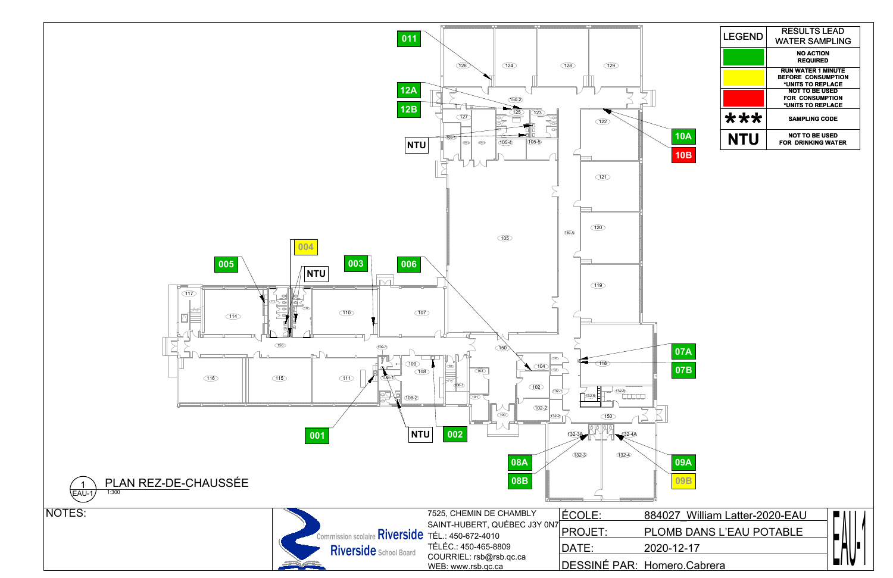| LEGEND | RESULTS LEAD WATER SAMPLING |
|---|---|
| (green) | NO ACTION REQUIRED |
| (yellow) | RUN WATER 1 MINUTE BEFORE CONSUMPTION *UNITS TO REPLACE |
| (red) | NOT TO BE USED FOR CONSUMPTION *UNITS TO REPLACE |
| *** | SAMPLING CODE |
| NTU | NOT TO BE USED FOR DRINKING WATER |

Sampling codes: 001, 002, 003, 004, 005, 006, 07A, 07B, 08A, 08B, 09A, 09B, 10A, 10B, 011, 12A, 12B, NTU

Rooms: 100, 101, 102, 102-2, 103, 104, 105, 105-1, 105-2, 105-3, 105-4, 105-5, 106-1, 107, 108, 108-1, 108-2, 109, 109-1, 110, 111, 114, 115, 116, 117, 118, 119, 120, 121, 122, 123, 124, 125, 126, 127, 128, 129, 132-1, 132-2, 132-3, 132-3A, 132-4, 132-4A, 132-6, 132-8, 150, 150-2, 150-A

1 EAU-1 PLAN REZ-DE-CHAUSSÉE 1:300

NOTES:

Commission scolaire Riverside
Riverside School Board

7525, CHEMIN DE CHAMBLY
SAINT-HUBERT, QUÉBEC J3Y 0N7
TÉL.: 450-672-4010
TÉLÉC.: 450-465-8809
COURRIEL: rsb@rsb.qc.ca
WEB: www.rsb.qc.ca

| | |
|---|---|
| ÉCOLE: | 884027_William Latter-2020-EAU |
| PROJET: | PLOMB DANS L'EAU POTABLE |
| DATE: | 2020-12-17 |
| DESSINÉ PAR: | Homero.Cabrera |

EAU-1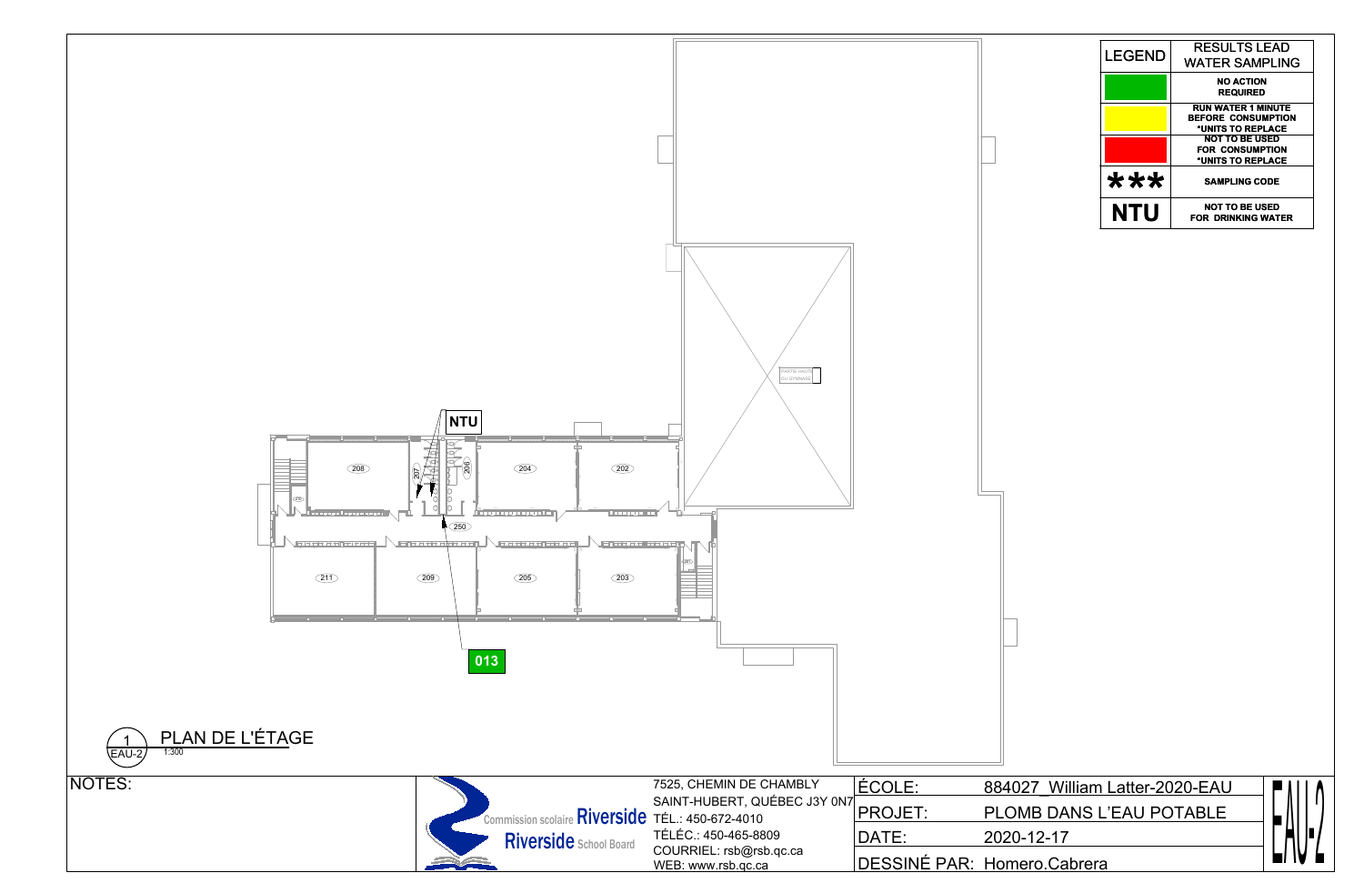| LEGEND | RESULTS LEAD WATER SAMPLING |
|---|---|
| (green) | NO ACTION REQUIRED |
| (yellow) | RUN WATER 1 MINUTE BEFORE CONSUMPTION *UNITS TO REPLACE |
| (red) | NOT TO BE USED FOR CONSUMPTION *UNITS TO REPLACE |
| *** | SAMPLING CODE |
| NTU | NOT TO BE USED FOR DRINKING WATER |

NTU

208 207 206 204 202

250

211 209 205 203

013

PARTIE HAUTE DU GYMNASE

1 EAU-2 PLAN DE L'ÉTAGE 1:300

NOTES:

Commission scolaire Riverside
Riverside School Board

7525, CHEMIN DE CHAMBLY
SAINT-HUBERT, QUÉBEC J3Y 0N7
TÉL.: 450-672-4010
TÉLÉC.: 450-465-8809
COURRIEL: rsb@rsb.qc.ca
WEB: www.rsb.qc.ca

| | |
|---|---|
| ÉCOLE: | 884027_William Latter-2020-EAU |
| PROJET: | PLOMB DANS L'EAU POTABLE |
| DATE: | 2020-12-17 |
| DESSINÉ PAR: | Homero.Cabrera |

EAU-2